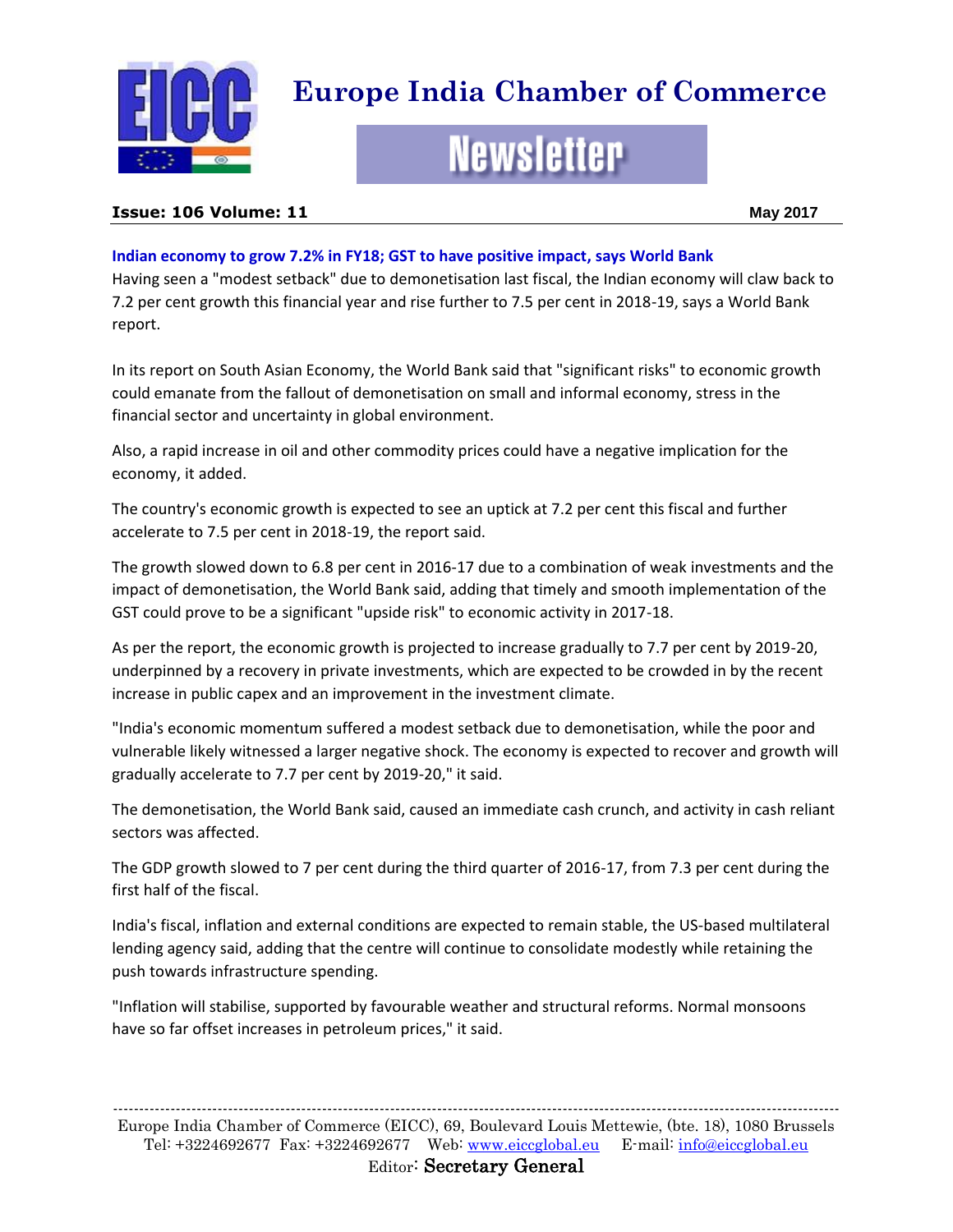# Europe India Chamber of Commerce

## Newsletter

**Issue: 106 Volume: 11** May 2017

### Indian economy to grow 7.2% in FY18; GST to have positive impact, says World Bank

Having seen a "modest setback" due to demonetisation last fiscal, the Indian economy will claw back to 7.2 per cent growth this financial year and rise further to 7.5 per cent in 2018-19, says a World Bank report.

In its report on South Asian Economy, the World Bank said that "significant risks" to economic growth could emanate from the fallout of demonetisation on small and informal economy, stress in the financial sector and uncertainty in global environment.

Also, a rapid increase in oil and other commodity prices could have a negative implication for the economy, it added.

The country's economic growth is expected to see an uptick at 7.2 per cent this fiscal and further accelerate to 7.5 per cent in 2018-19, the report said.

The growth slowed down to 6.8 per cent in 2016-17 due to a combination of weak investments and the impact of demonetisation, the World Bank said, adding that timely and smooth implementation of the GST could prove to be a significant "upside risk" to economic activity in 2017-18.

As per the report, the economic growth is projected to increase gradually to 7.7 per cent by 2019-20, underpinned by a recovery in private investments, which are expected to be crowded in by the recent increase in public capex and an improvement in the investment climate.

"India's economic momentum suffered a modest setback due to demonetisation, while the poor and vulnerable likely witnessed a larger negative shock. The economy is expected to recover and growth will gradually accelerate to 7.7 per cent by 2019-20," it said.

The demonetisation, the World Bank said, caused an immediate cash crunch, and activity in cash reliant sectors was affected.

The GDP growth slowed to 7 per cent during the third quarter of 2016-17, from 7.3 per cent during the first half of the fiscal.

India's fiscal, inflation and external conditions are expected to remain stable, the US-based multilateral lending agency said, adding that the centre will continue to consolidate modestly while retaining the push towards infrastructure spending.

"Inflation will stabilise, supported by favourable weather and structural reforms. Normal monsoons have so far offset increases in petroleum prices," it said.

---

Europe India Chamber of Commerce (EICC), 69, Boulevard Louis Mettewie, (bte. 18), 1080 Brussels
Tel: +3224692677 Fax: +3224692677 Web: www.eiccglobal.eu E-mail: info@eiccglobal.eu
Editor: Secretary General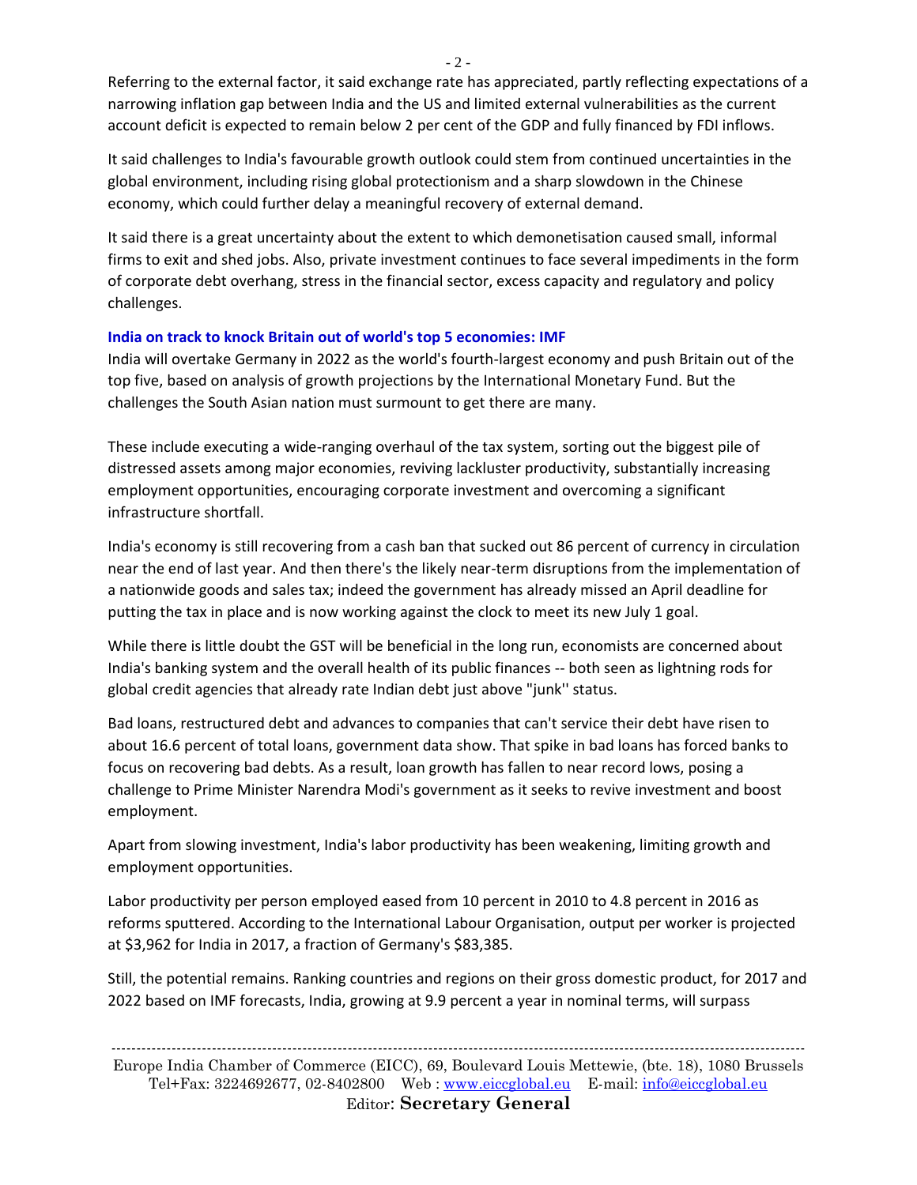Referring to the external factor, it said exchange rate has appreciated, partly reflecting expectations of a narrowing inflation gap between India and the US and limited external vulnerabilities as the current account deficit is expected to remain below 2 per cent of the GDP and fully financed by FDI inflows.

It said challenges to India's favourable growth outlook could stem from continued uncertainties in the global environment, including rising global protectionism and a sharp slowdown in the Chinese economy, which could further delay a meaningful recovery of external demand.

It said there is a great uncertainty about the extent to which demonetisation caused small, informal firms to exit and shed jobs. Also, private investment continues to face several impediments in the form of corporate debt overhang, stress in the financial sector, excess capacity and regulatory and policy challenges.

### India on track to knock Britain out of world's top 5 economies: IMF

India will overtake Germany in 2022 as the world's fourth-largest economy and push Britain out of the top five, based on analysis of growth projections by the International Monetary Fund. But the challenges the South Asian nation must surmount to get there are many.

These include executing a wide-ranging overhaul of the tax system, sorting out the biggest pile of distressed assets among major economies, reviving lackluster productivity, substantially increasing employment opportunities, encouraging corporate investment and overcoming a significant infrastructure shortfall.

India's economy is still recovering from a cash ban that sucked out 86 percent of currency in circulation near the end of last year. And then there's the likely near-term disruptions from the implementation of a nationwide goods and sales tax; indeed the government has already missed an April deadline for putting the tax in place and is now working against the clock to meet its new July 1 goal.

While there is little doubt the GST will be beneficial in the long run, economists are concerned about India's banking system and the overall health of its public finances -- both seen as lightning rods for global credit agencies that already rate Indian debt just above "junk'' status.

Bad loans, restructured debt and advances to companies that can't service their debt have risen to about 16.6 percent of total loans, government data show. That spike in bad loans has forced banks to focus on recovering bad debts. As a result, loan growth has fallen to near record lows, posing a challenge to Prime Minister Narendra Modi's government as it seeks to revive investment and boost employment.

Apart from slowing investment, India's labor productivity has been weakening, limiting growth and employment opportunities.

Labor productivity per person employed eased from 10 percent in 2010 to 4.8 percent in 2016 as reforms sputtered. According to the International Labour Organisation, output per worker is projected at $3,962 for India in 2017, a fraction of Germany's $83,385.

Still, the potential remains. Ranking countries and regions on their gross domestic product, for 2017 and 2022 based on IMF forecasts, India, growing at 9.9 percent a year in nominal terms, will surpass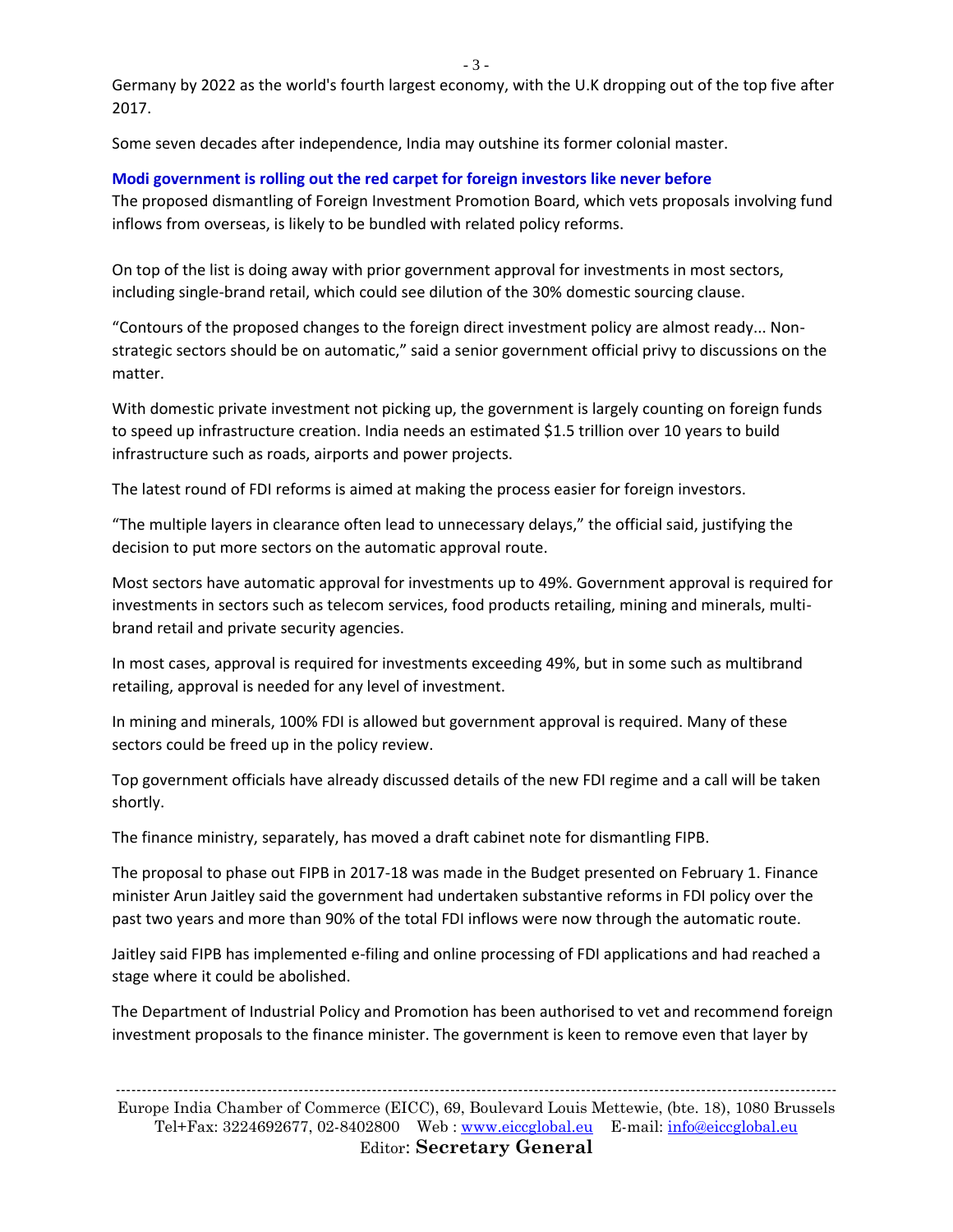Germany by 2022 as the world's fourth largest economy, with the U.K dropping out of the top five after 2017.

Some seven decades after independence, India may outshine its former colonial master.

**Modi government is rolling out the red carpet for foreign investors like never before**

The proposed dismantling of Foreign Investment Promotion Board, which vets proposals involving fund inflows from overseas, is likely to be bundled with related policy reforms.

On top of the list is doing away with prior government approval for investments in most sectors, including single-brand retail, which could see dilution of the 30% domestic sourcing clause.

"Contours of the proposed changes to the foreign direct investment policy are almost ready... Non-strategic sectors should be on automatic," said a senior government official privy to discussions on the matter.

With domestic private investment not picking up, the government is largely counting on foreign funds to speed up infrastructure creation. India needs an estimated $1.5 trillion over 10 years to build infrastructure such as roads, airports and power projects.

The latest round of FDI reforms is aimed at making the process easier for foreign investors.

"The multiple layers in clearance often lead to unnecessary delays," the official said, justifying the decision to put more sectors on the automatic approval route.

Most sectors have automatic approval for investments up to 49%. Government approval is required for investments in sectors such as telecom services, food products retailing, mining and minerals, multi-brand retail and private security agencies.

In most cases, approval is required for investments exceeding 49%, but in some such as multibrand retailing, approval is needed for any level of investment.

In mining and minerals, 100% FDI is allowed but government approval is required. Many of these sectors could be freed up in the policy review.

Top government officials have already discussed details of the new FDI regime and a call will be taken shortly.

The finance ministry, separately, has moved a draft cabinet note for dismantling FIPB.

The proposal to phase out FIPB in 2017-18 was made in the Budget presented on February 1. Finance minister Arun Jaitley said the government had undertaken substantive reforms in FDI policy over the past two years and more than 90% of the total FDI inflows were now through the automatic route.

Jaitley said FIPB has implemented e-filing and online processing of FDI applications and had reached a stage where it could be abolished.

The Department of Industrial Policy and Promotion has been authorised to vet and recommend foreign investment proposals to the finance minister. The government is keen to remove even that layer by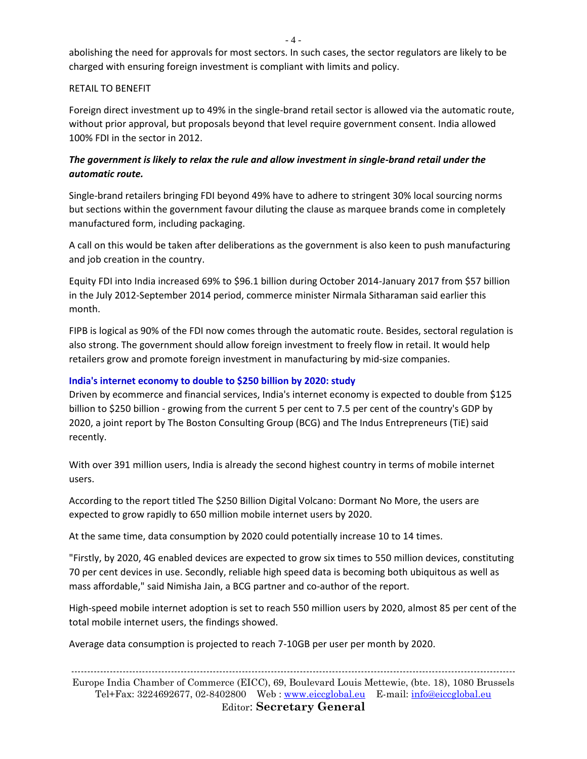abolishing the need for approvals for most sectors. In such cases, the sector regulators are likely to be charged with ensuring foreign investment is compliant with limits and policy.

RETAIL TO BENEFIT

Foreign direct investment up to 49% in the single-brand retail sector is allowed via the automatic route, without prior approval, but proposals beyond that level require government consent. India allowed 100% FDI in the sector in 2012.

***The government is likely to relax the rule and allow investment in single-brand retail under the automatic route.***

Single-brand retailers bringing FDI beyond 49% have to adhere to stringent 30% local sourcing norms but sections within the government favour diluting the clause as marquee brands come in completely manufactured form, including packaging.

A call on this would be taken after deliberations as the government is also keen to push manufacturing and job creation in the country.

Equity FDI into India increased 69% to $96.1 billion during October 2014-January 2017 from $57 billion in the July 2012-September 2014 period, commerce minister Nirmala Sitharaman said earlier this month.

FIPB is logical as 90% of the FDI now comes through the automatic route. Besides, sectoral regulation is also strong. The government should allow foreign investment to freely flow in retail. It would help retailers grow and promote foreign investment in manufacturing by mid-size companies.

### India's internet economy to double to $250 billion by 2020: study

Driven by ecommerce and financial services, India's internet economy is expected to double from $125 billion to $250 billion - growing from the current 5 per cent to 7.5 per cent of the country's GDP by 2020, a joint report by The Boston Consulting Group (BCG) and The Indus Entrepreneurs (TiE) said recently.

With over 391 million users, India is already the second highest country in terms of mobile internet users.

According to the report titled The $250 Billion Digital Volcano: Dormant No More, the users are expected to grow rapidly to 650 million mobile internet users by 2020.

At the same time, data consumption by 2020 could potentially increase 10 to 14 times.

"Firstly, by 2020, 4G enabled devices are expected to grow six times to 550 million devices, constituting 70 per cent devices in use. Secondly, reliable high speed data is becoming both ubiquitous as well as mass affordable," said Nimisha Jain, a BCG partner and co-author of the report.

High-speed mobile internet adoption is set to reach 550 million users by 2020, almost 85 per cent of the total mobile internet users, the findings showed.

Average data consumption is projected to reach 7-10GB per user per month by 2020.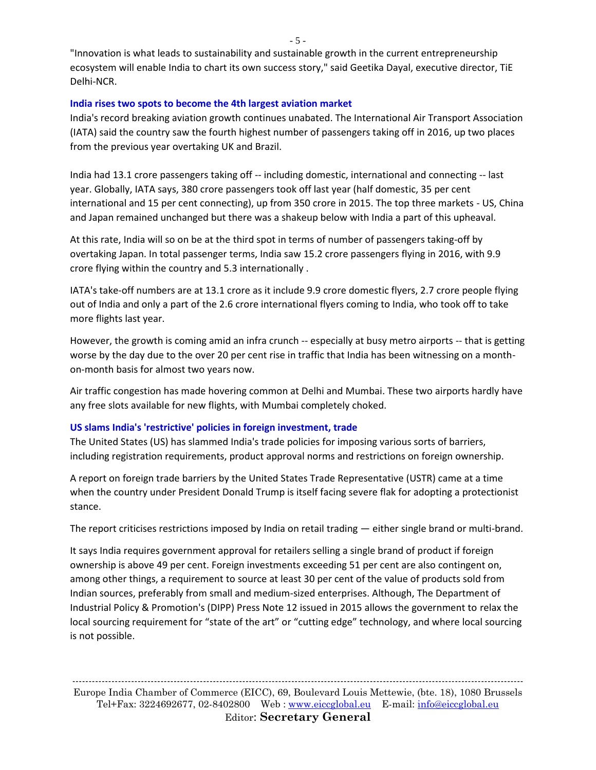"Innovation is what leads to sustainability and sustainable growth in the current entrepreneurship ecosystem will enable India to chart its own success story," said Geetika Dayal, executive director, TiE Delhi-NCR.

### India rises two spots to become the 4th largest aviation market

India's record breaking aviation growth continues unabated. The International Air Transport Association (IATA) said the country saw the fourth highest number of passengers taking off in 2016, up two places from the previous year overtaking UK and Brazil.

India had 13.1 crore passengers taking off -- including domestic, international and connecting -- last year. Globally, IATA says, 380 crore passengers took off last year (half domestic, 35 per cent international and 15 per cent connecting), up from 350 crore in 2015. The top three markets - US, China and Japan remained unchanged but there was a shakeup below with India a part of this upheaval.

At this rate, India will so on be at the third spot in terms of number of passengers taking-off by overtaking Japan. In total passenger terms, India saw 15.2 crore passengers flying in 2016, with 9.9 crore flying within the country and 5.3 internationally .

IATA's take-off numbers are at 13.1 crore as it include 9.9 crore domestic flyers, 2.7 crore people flying out of India and only a part of the 2.6 crore international flyers coming to India, who took off to take more flights last year.

However, the growth is coming amid an infra crunch -- especially at busy metro airports -- that is getting worse by the day due to the over 20 per cent rise in traffic that India has been witnessing on a month-on-month basis for almost two years now.

Air traffic congestion has made hovering common at Delhi and Mumbai. These two airports hardly have any free slots available for new flights, with Mumbai completely choked.

### US slams India's 'restrictive' policies in foreign investment, trade

The United States (US) has slammed India's trade policies for imposing various sorts of barriers, including registration requirements, product approval norms and restrictions on foreign ownership.

A report on foreign trade barriers by the United States Trade Representative (USTR) came at a time when the country under President Donald Trump is itself facing severe flak for adopting a protectionist stance.

The report criticises restrictions imposed by India on retail trading — either single brand or multi-brand.

It says India requires government approval for retailers selling a single brand of product if foreign ownership is above 49 per cent. Foreign investments exceeding 51 per cent are also contingent on, among other things, a requirement to source at least 30 per cent of the value of products sold from Indian sources, preferably from small and medium-sized enterprises. Although, The Department of Industrial Policy & Promotion's (DIPP) Press Note 12 issued in 2015 allows the government to relax the local sourcing requirement for "state of the art" or "cutting edge" technology, and where local sourcing is not possible.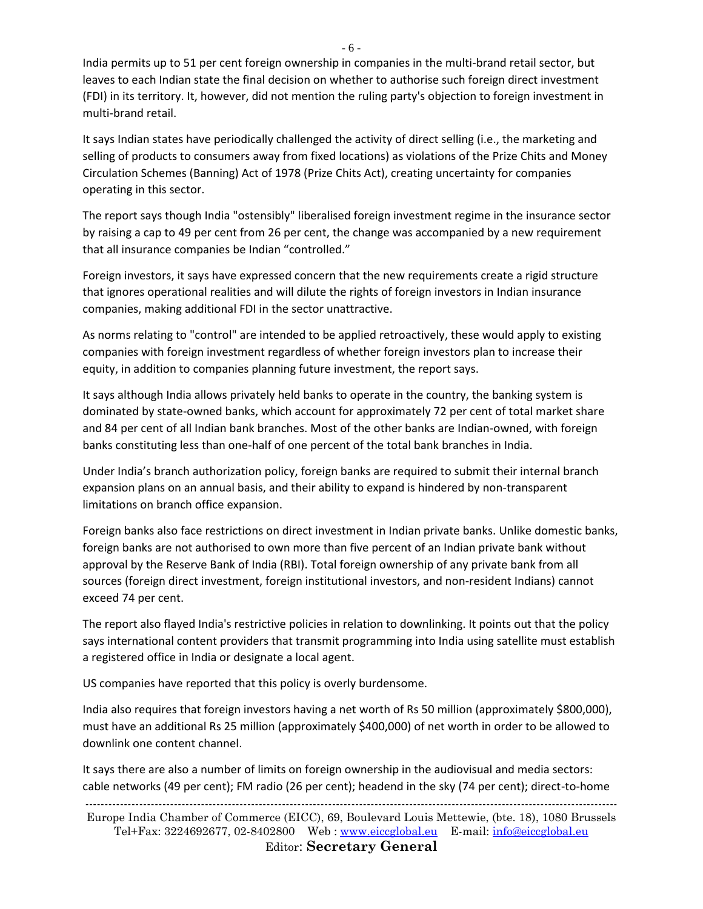India permits up to 51 per cent foreign ownership in companies in the multi-brand retail sector, but leaves to each Indian state the final decision on whether to authorise such foreign direct investment (FDI) in its territory. It, however, did not mention the ruling party's objection to foreign investment in multi-brand retail.

It says Indian states have periodically challenged the activity of direct selling (i.e., the marketing and selling of products to consumers away from fixed locations) as violations of the Prize Chits and Money Circulation Schemes (Banning) Act of 1978 (Prize Chits Act), creating uncertainty for companies operating in this sector.

The report says though India "ostensibly" liberalised foreign investment regime in the insurance sector by raising a cap to 49 per cent from 26 per cent, the change was accompanied by a new requirement that all insurance companies be Indian "controlled."

Foreign investors, it says have expressed concern that the new requirements create a rigid structure that ignores operational realities and will dilute the rights of foreign investors in Indian insurance companies, making additional FDI in the sector unattractive.

As norms relating to "control" are intended to be applied retroactively, these would apply to existing companies with foreign investment regardless of whether foreign investors plan to increase their equity, in addition to companies planning future investment, the report says.

It says although India allows privately held banks to operate in the country, the banking system is dominated by state-owned banks, which account for approximately 72 per cent of total market share and 84 per cent of all Indian bank branches. Most of the other banks are Indian-owned, with foreign banks constituting less than one-half of one percent of the total bank branches in India.

Under India's branch authorization policy, foreign banks are required to submit their internal branch expansion plans on an annual basis, and their ability to expand is hindered by non-transparent limitations on branch office expansion.

Foreign banks also face restrictions on direct investment in Indian private banks. Unlike domestic banks, foreign banks are not authorised to own more than five percent of an Indian private bank without approval by the Reserve Bank of India (RBI). Total foreign ownership of any private bank from all sources (foreign direct investment, foreign institutional investors, and non-resident Indians) cannot exceed 74 per cent.

The report also flayed India's restrictive policies in relation to downlinking. It points out that the policy says international content providers that transmit programming into India using satellite must establish a registered office in India or designate a local agent.

US companies have reported that this policy is overly burdensome.

India also requires that foreign investors having a net worth of Rs 50 million (approximately $800,000), must have an additional Rs 25 million (approximately $400,000) of net worth in order to be allowed to downlink one content channel.

It says there are also a number of limits on foreign ownership in the audiovisual and media sectors: cable networks (49 per cent); FM radio (26 per cent); headend in the sky (74 per cent); direct-to-home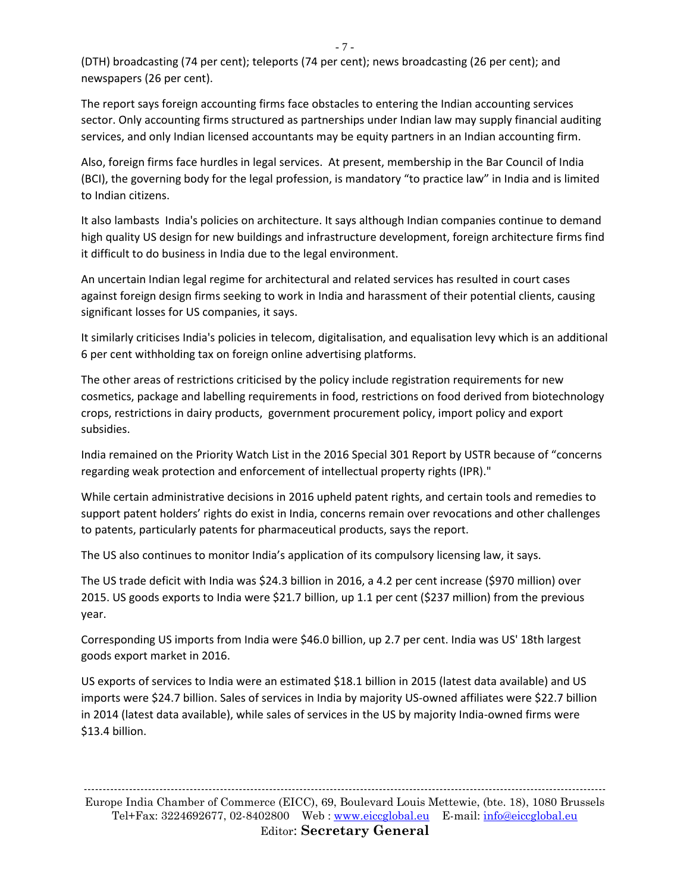(DTH) broadcasting (74 per cent); teleports (74 per cent); news broadcasting (26 per cent); and newspapers (26 per cent).

The report says foreign accounting firms face obstacles to entering the Indian accounting services sector. Only accounting firms structured as partnerships under Indian law may supply financial auditing services, and only Indian licensed accountants may be equity partners in an Indian accounting firm.

Also, foreign firms face hurdles in legal services. At present, membership in the Bar Council of India (BCI), the governing body for the legal profession, is mandatory "to practice law" in India and is limited to Indian citizens.

It also lambasts India's policies on architecture. It says although Indian companies continue to demand high quality US design for new buildings and infrastructure development, foreign architecture firms find it difficult to do business in India due to the legal environment.

An uncertain Indian legal regime for architectural and related services has resulted in court cases against foreign design firms seeking to work in India and harassment of their potential clients, causing significant losses for US companies, it says.

It similarly criticises India's policies in telecom, digitalisation, and equalisation levy which is an additional 6 per cent withholding tax on foreign online advertising platforms.

The other areas of restrictions criticised by the policy include registration requirements for new cosmetics, package and labelling requirements in food, restrictions on food derived from biotechnology crops, restrictions in dairy products, government procurement policy, import policy and export subsidies.

India remained on the Priority Watch List in the 2016 Special 301 Report by USTR because of "concerns regarding weak protection and enforcement of intellectual property rights (IPR)."

While certain administrative decisions in 2016 upheld patent rights, and certain tools and remedies to support patent holders' rights do exist in India, concerns remain over revocations and other challenges to patents, particularly patents for pharmaceutical products, says the report.

The US also continues to monitor India's application of its compulsory licensing law, it says.

The US trade deficit with India was $24.3 billion in 2016, a 4.2 per cent increase ($970 million) over 2015. US goods exports to India were $21.7 billion, up 1.1 per cent ($237 million) from the previous year.

Corresponding US imports from India were $46.0 billion, up 2.7 per cent. India was US' 18th largest goods export market in 2016.

US exports of services to India were an estimated $18.1 billion in 2015 (latest data available) and US imports were $24.7 billion. Sales of services in India by majority US-owned affiliates were $22.7 billion in 2014 (latest data available), while sales of services in the US by majority India-owned firms were $13.4 billion.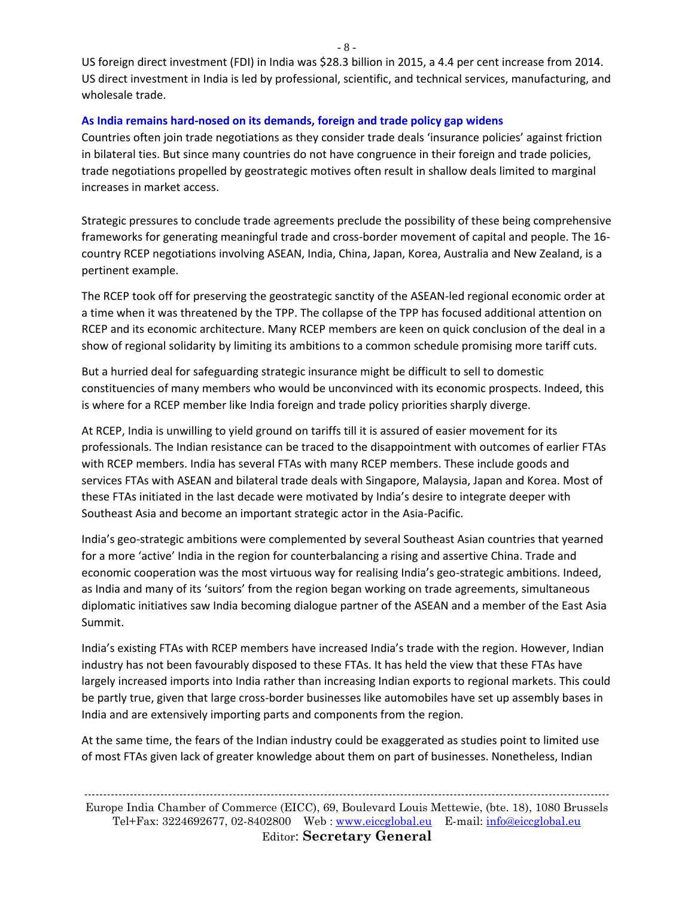US foreign direct investment (FDI) in India was $28.3 billion in 2015, a 4.4 per cent increase from 2014. US direct investment in India is led by professional, scientific, and technical services, manufacturing, and wholesale trade.

### As India remains hard-nosed on its demands, foreign and trade policy gap widens

Countries often join trade negotiations as they consider trade deals 'insurance policies' against friction in bilateral ties. But since many countries do not have congruence in their foreign and trade policies, trade negotiations propelled by geostrategic motives often result in shallow deals limited to marginal increases in market access.

Strategic pressures to conclude trade agreements preclude the possibility of these being comprehensive frameworks for generating meaningful trade and cross-border movement of capital and people. The 16-country RCEP negotiations involving ASEAN, India, China, Japan, Korea, Australia and New Zealand, is a pertinent example.

The RCEP took off for preserving the geostrategic sanctity of the ASEAN-led regional economic order at a time when it was threatened by the TPP. The collapse of the TPP has focused additional attention on RCEP and its economic architecture. Many RCEP members are keen on quick conclusion of the deal in a show of regional solidarity by limiting its ambitions to a common schedule promising more tariff cuts.

But a hurried deal for safeguarding strategic insurance might be difficult to sell to domestic constituencies of many members who would be unconvinced with its economic prospects. Indeed, this is where for a RCEP member like India foreign and trade policy priorities sharply diverge.

At RCEP, India is unwilling to yield ground on tariffs till it is assured of easier movement for its professionals. The Indian resistance can be traced to the disappointment with outcomes of earlier FTAs with RCEP members. India has several FTAs with many RCEP members. These include goods and services FTAs with ASEAN and bilateral trade deals with Singapore, Malaysia, Japan and Korea. Most of these FTAs initiated in the last decade were motivated by India's desire to integrate deeper with Southeast Asia and become an important strategic actor in the Asia-Pacific.

India's geo-strategic ambitions were complemented by several Southeast Asian countries that yearned for a more 'active' India in the region for counterbalancing a rising and assertive China. Trade and economic cooperation was the most virtuous way for realising India's geo-strategic ambitions. Indeed, as India and many of its 'suitors' from the region began working on trade agreements, simultaneous diplomatic initiatives saw India becoming dialogue partner of the ASEAN and a member of the East Asia Summit.

India's existing FTAs with RCEP members have increased India's trade with the region. However, Indian industry has not been favourably disposed to these FTAs. It has held the view that these FTAs have largely increased imports into India rather than increasing Indian exports to regional markets. This could be partly true, given that large cross-border businesses like automobiles have set up assembly bases in India and are extensively importing parts and components from the region.

At the same time, the fears of the Indian industry could be exaggerated as studies point to limited use of most FTAs given lack of greater knowledge about them on part of businesses. Nonetheless, Indian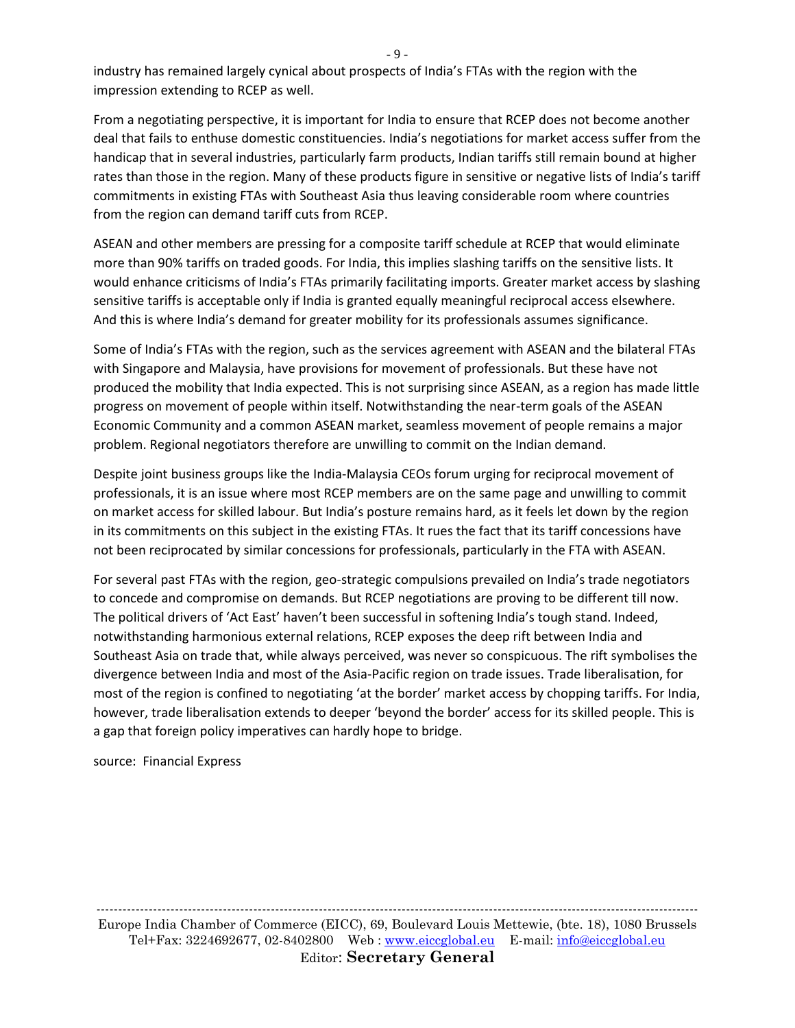industry has remained largely cynical about prospects of India's FTAs with the region with the impression extending to RCEP as well.

From a negotiating perspective, it is important for India to ensure that RCEP does not become another deal that fails to enthuse domestic constituencies. India's negotiations for market access suffer from the handicap that in several industries, particularly farm products, Indian tariffs still remain bound at higher rates than those in the region. Many of these products figure in sensitive or negative lists of India's tariff commitments in existing FTAs with Southeast Asia thus leaving considerable room where countries from the region can demand tariff cuts from RCEP.

ASEAN and other members are pressing for a composite tariff schedule at RCEP that would eliminate more than 90% tariffs on traded goods. For India, this implies slashing tariffs on the sensitive lists. It would enhance criticisms of India's FTAs primarily facilitating imports. Greater market access by slashing sensitive tariffs is acceptable only if India is granted equally meaningful reciprocal access elsewhere. And this is where India's demand for greater mobility for its professionals assumes significance.

Some of India's FTAs with the region, such as the services agreement with ASEAN and the bilateral FTAs with Singapore and Malaysia, have provisions for movement of professionals. But these have not produced the mobility that India expected. This is not surprising since ASEAN, as a region has made little progress on movement of people within itself. Notwithstanding the near-term goals of the ASEAN Economic Community and a common ASEAN market, seamless movement of people remains a major problem. Regional negotiators therefore are unwilling to commit on the Indian demand.

Despite joint business groups like the India-Malaysia CEOs forum urging for reciprocal movement of professionals, it is an issue where most RCEP members are on the same page and unwilling to commit on market access for skilled labour. But India's posture remains hard, as it feels let down by the region in its commitments on this subject in the existing FTAs. It rues the fact that its tariff concessions have not been reciprocated by similar concessions for professionals, particularly in the FTA with ASEAN.

For several past FTAs with the region, geo-strategic compulsions prevailed on India's trade negotiators to concede and compromise on demands. But RCEP negotiations are proving to be different till now. The political drivers of 'Act East' haven't been successful in softening India's tough stand. Indeed, notwithstanding harmonious external relations, RCEP exposes the deep rift between India and Southeast Asia on trade that, while always perceived, was never so conspicuous. The rift symbolises the divergence between India and most of the Asia-Pacific region on trade issues. Trade liberalisation, for most of the region is confined to negotiating 'at the border' market access by chopping tariffs. For India, however, trade liberalisation extends to deeper 'beyond the border' access for its skilled people. This is a gap that foreign policy imperatives can hardly hope to bridge.

source: Financial Express